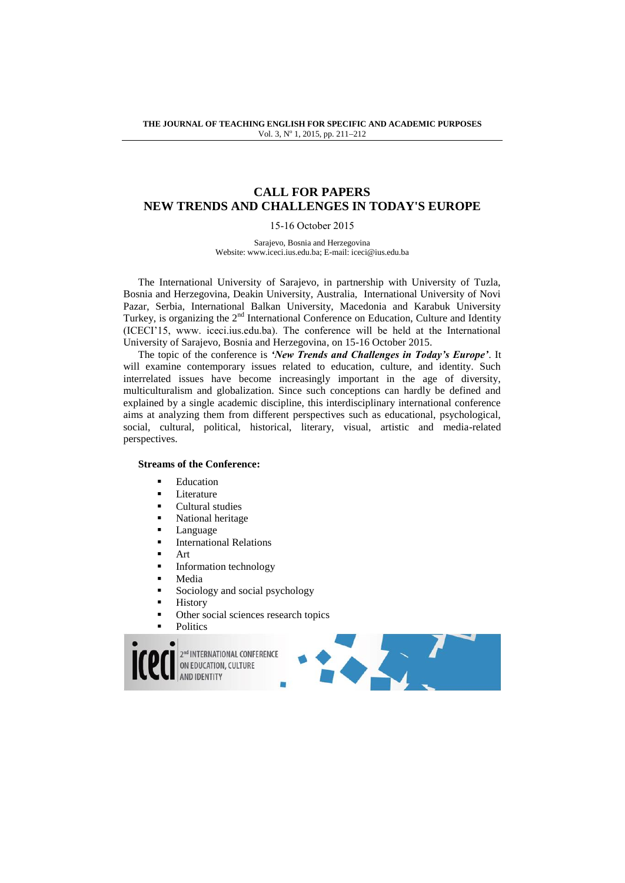# CALL FOR PAPERS
# NEW TRENDS AND CHALLENGES IN TODAY'S EUROPE

15-16 October 2015

Sarajevo, Bosnia and Herzegovina
Website: www.iceci.ius.edu.ba; E-mail: iceci@ius.edu.ba

The International University of Sarajevo, in partnership with University of Tuzla, Bosnia and Herzegovina, Deakin University, Australia, International University of Novi Pazar, Serbia, International Balkan University, Macedonia and Karabuk University Turkey, is organizing the 2nd International Conference on Education, Culture and Identity (ICECI'15, www. iceci.ius.edu.ba). The conference will be held at the International University of Sarajevo, Bosnia and Herzegovina, on 15-16 October 2015.

The topic of the conference is ***'New Trends and Challenges in Today's Europe'***. It will examine contemporary issues related to education, culture, and identity. Such interrelated issues have become increasingly important in the age of diversity, multiculturalism and globalization. Since such conceptions can hardly be defined and explained by a single academic discipline, this interdisciplinary international conference aims at analyzing them from different perspectives such as educational, psychological, social, cultural, political, historical, literary, visual, artistic and media-related perspectives.

**Streams of the Conference:**

- Education
- Literature
- Cultural studies
- National heritage
- Language
- International Relations
- Art
- Information technology
- Media
- Sociology and social psychology
- History
- Other social sciences research topics
- Politics

iceci 2nd INTERNATIONAL CONFERENCE ON EDUCATION, CULTURE AND IDENTITY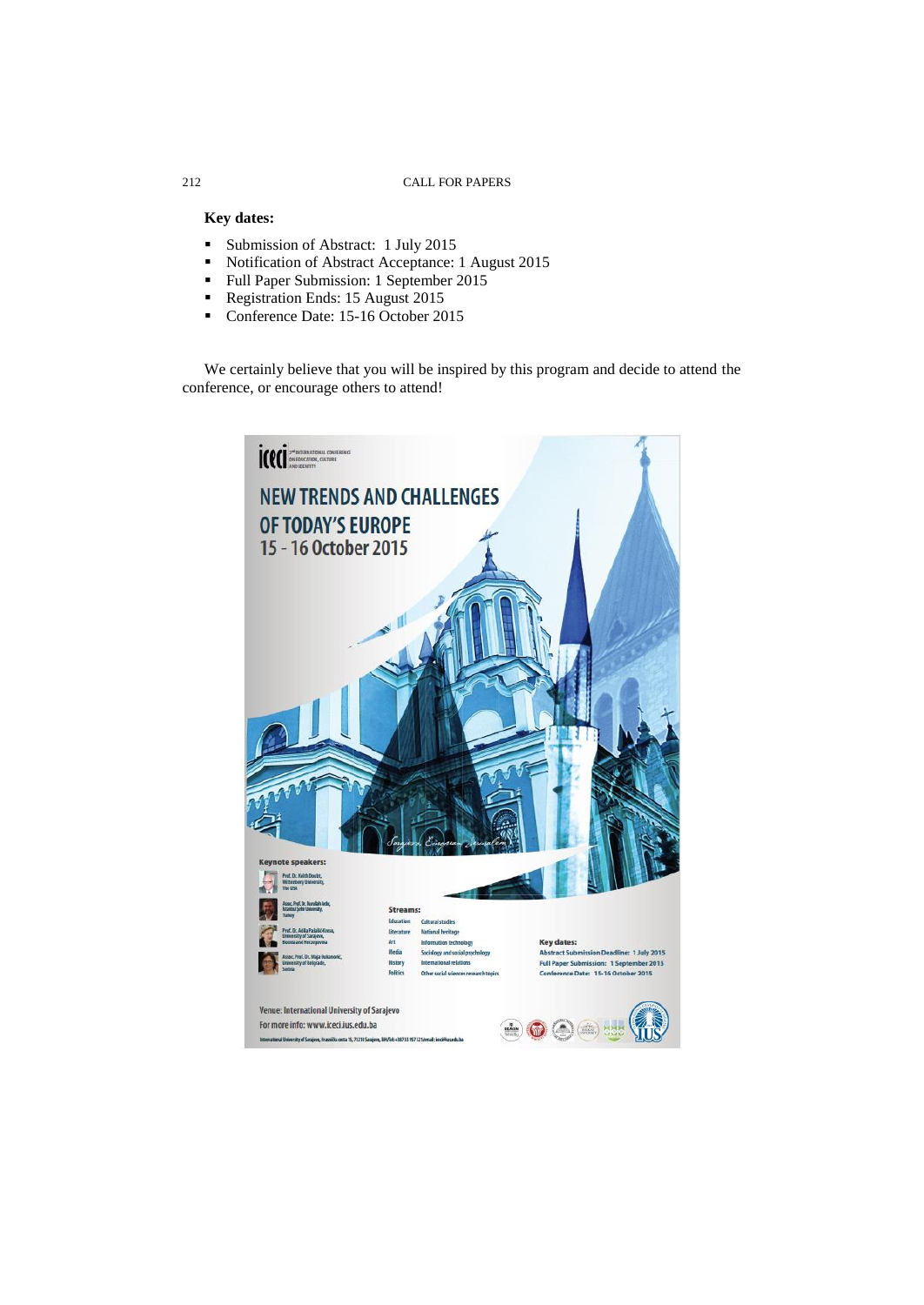**Key dates:**

- Submission of Abstract: 1 July 2015
- Notification of Abstract Acceptance: 1 August 2015
- Full Paper Submission: 1 September 2015
- Registration Ends: 15 August 2015
- Conference Date: 15-16 October 2015

We certainly believe that you will be inspired by this program and decide to attend the conference, or encourage others to attend!